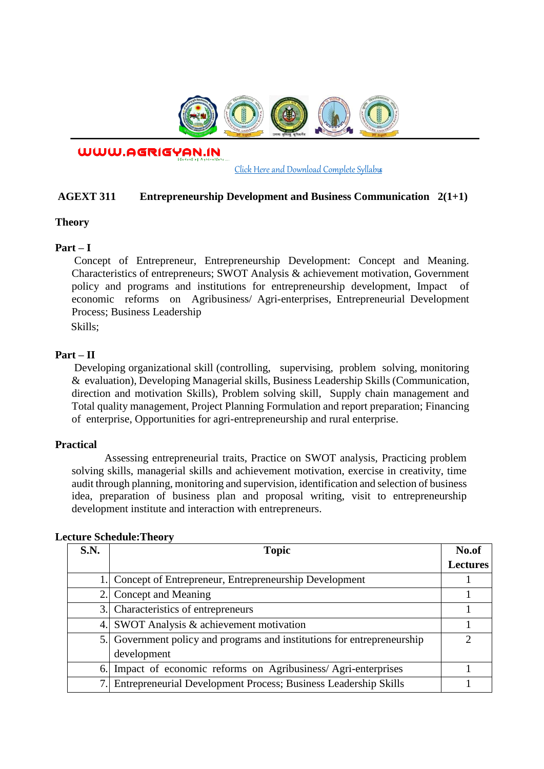WWW.AGRIGYAN.IN

Click Here and Download Complete Syllabus

**AGEXT 311 Entrepreneurship Development and Business Communication 2(1+1)**

**Theory**

**Part – I**

Concept of Entrepreneur, Entrepreneurship Development: Concept and Meaning. Characteristics of entrepreneurs; SWOT Analysis & achievement motivation, Government policy and programs and institutions for entrepreneurship development, Impact of economic reforms on Agribusiness/ Agri-enterprises, Entrepreneurial Development Process; Business Leadership Skills;

**Part – II**

Developing organizational skill (controlling, supervising, problem solving, monitoring & evaluation), Developing Managerial skills, Business Leadership Skills (Communication, direction and motivation Skills), Problem solving skill, Supply chain management and Total quality management, Project Planning Formulation and report preparation; Financing of enterprise, Opportunities for agri-entrepreneurship and rural enterprise.

**Practical**

Assessing entrepreneurial traits, Practice on SWOT analysis, Practicing problem solving skills, managerial skills and achievement motivation, exercise in creativity, time audit through planning, monitoring and supervision, identification and selection of business idea, preparation of business plan and proposal writing, visit to entrepreneurship development institute and interaction with entrepreneurs.

**Lecture Schedule:Theory**

| S.N. | Topic | No.of Lectures |
|---|---|---|
| 1. | Concept of Entrepreneur, Entrepreneurship Development | 1 |
| 2. | Concept and Meaning | 1 |
| 3. | Characteristics of entrepreneurs | 1 |
| 4. | SWOT Analysis & achievement motivation | 1 |
| 5. | Government policy and programs and institutions for entrepreneurship development | 2 |
| 6. | Impact of economic reforms on Agribusiness/ Agri-enterprises | 1 |
| 7. | Entrepreneurial Development Process; Business Leadership Skills | 1 |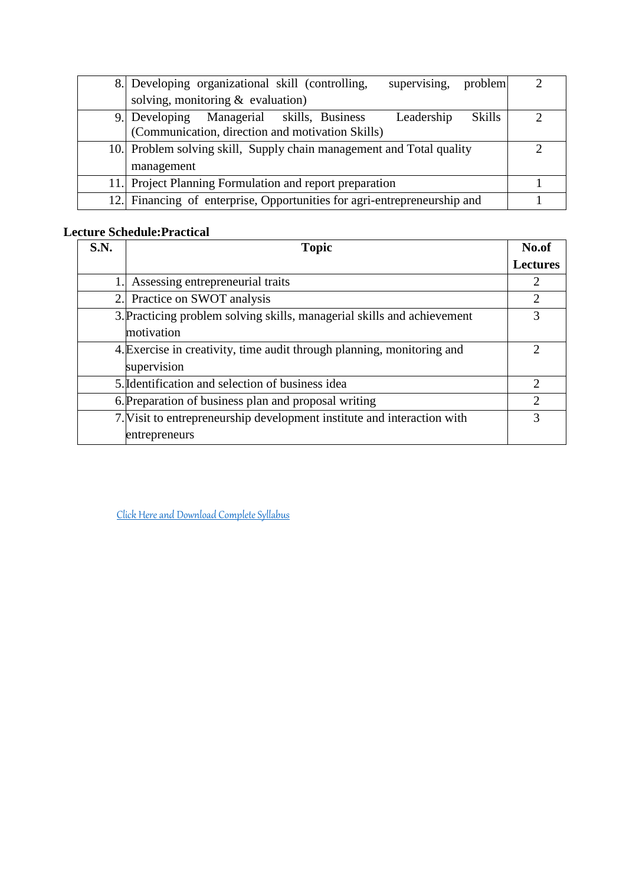| | | |
|---|---|---|
| 8. | Developing organizational skill (controlling, supervising, problem solving, monitoring & evaluation) | 2 |
| 9. | Developing Managerial skills, Business Leadership Skills (Communication, direction and motivation Skills) | 2 |
| 10. | Problem solving skill, Supply chain management and Total quality management | 2 |
| 11. | Project Planning Formulation and report preparation | 1 |
| 12. | Financing of enterprise, Opportunities for agri-entrepreneurship and | 1 |

**Lecture Schedule:Practical**

| S.N. | Topic | No.of Lectures |
|---|---|---|
| 1. | Assessing entrepreneurial traits | 2 |
| 2. | Practice on SWOT analysis | 2 |
| 3. | Practicing problem solving skills, managerial skills and achievement motivation | 3 |
| 4. | Exercise in creativity, time audit through planning, monitoring and supervision | 2 |
| 5. | Identification and selection of business idea | 2 |
| 6. | Preparation of business plan and proposal writing | 2 |
| 7. | Visit to entrepreneurship development institute and interaction with entrepreneurs | 3 |

Click Here and Download Complete Syllabus